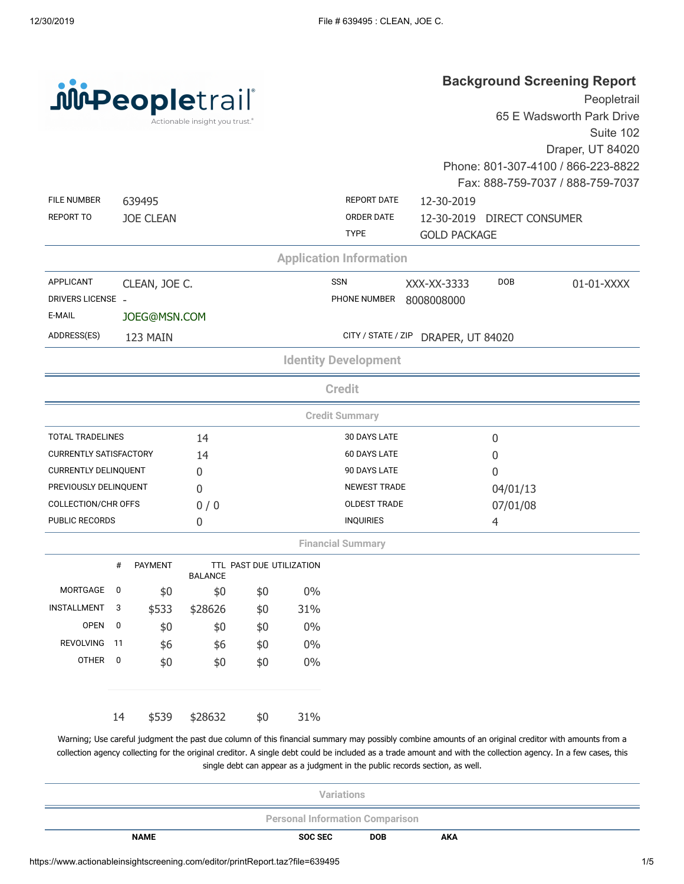Peopletrail

Actionable insight you trust.®

# Background Screening Report

Peopletrail
65 E Wadsworth Park Drive
Suite 102
Draper, UT 84020
Phone: 801-307-4100 / 866-223-8822
Fax: 888-759-7037 / 888-759-7037

| | | | |
|---|---|---|---|
| FILE NUMBER | 639495 | REPORT DATE | 12-30-2019 |
| REPORT TO | JOE CLEAN | ORDER DATE | 12-30-2019 DIRECT CONSUMER |
| | | TYPE | GOLD PACKAGE |

## Application Information

| | | | | | |
|---|---|---|---|---|---|
| APPLICANT | CLEAN, JOE C. | SSN | XXX-XX-3333 | DOB | 01-01-XXXX |
| DRIVERS LICENSE | - | PHONE NUMBER | 8008008000 | | |
| E-MAIL | JOEG@MSN.COM | | | | |
| ADDRESS(ES) | 123 MAIN | CITY / STATE / ZIP | DRAPER, UT 84020 | | |

## Identity Development

## Credit

### Credit Summary

| | | | |
|---|---|---|---|
| TOTAL TRADELINES | 14 | 30 DAYS LATE | 0 |
| CURRENTLY SATISFACTORY | 14 | 60 DAYS LATE | 0 |
| CURRENTLY DELINQUENT | 0 | 90 DAYS LATE | 0 |
| PREVIOUSLY DELINQUENT | 0 | NEWEST TRADE | 04/01/13 |
| COLLECTION/CHR OFFS | 0 / 0 | OLDEST TRADE | 07/01/08 |
| PUBLIC RECORDS | 0 | INQUIRIES | 4 |

### Financial Summary

| | # | PAYMENT | TTL BALANCE | PAST DUE | UTILIZATION |
|---|---|---|---|---|---|
| MORTGAGE | 0 | $0 | $0 | $0 | 0% |
| INSTALLMENT | 3 | $533 | $28626 | $0 | 31% |
| OPEN | 0 | $0 | $0 | $0 | 0% |
| REVOLVING | 11 | $6 | $6 | $0 | 0% |
| OTHER | 0 | $0 | $0 | $0 | 0% |
| | 14 | $539 | $28632 | $0 | 31% |

Warning; Use careful judgment the past due column of this financial summary may possibly combine amounts of an original creditor with amounts from a collection agency collecting for the original creditor. A single debt could be included as a trade amount and with the collection agency. In a few cases, this single debt can appear as a judgment in the public records section, as well.

## Variations

### Personal Information Comparison

| NAME | SOC SEC | DOB | AKA |
|---|---|---|---|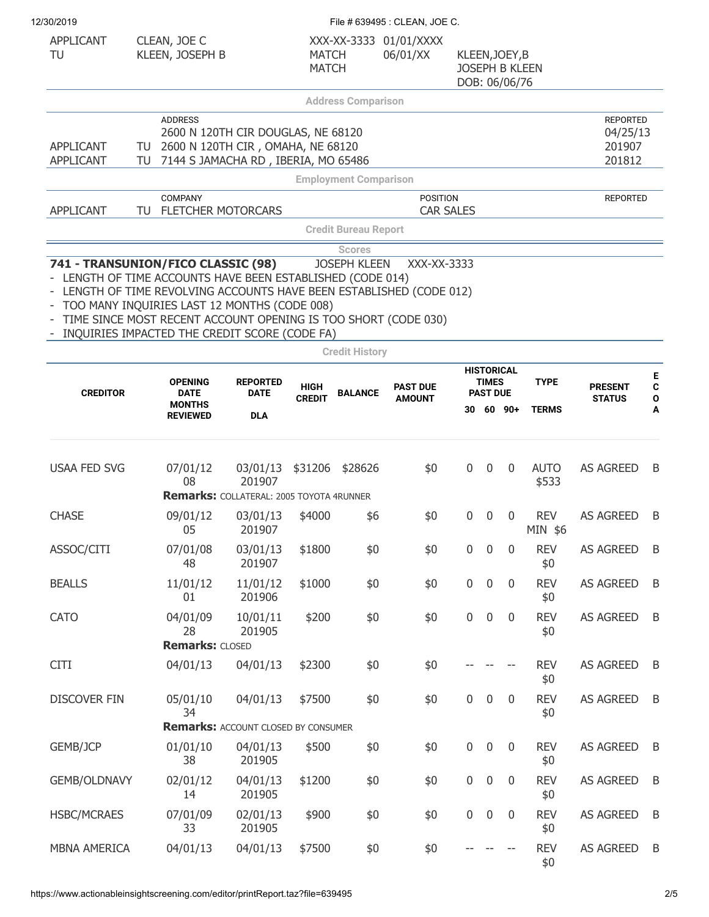| | | | | | |
|---|---|---|---|---|---|
| APPLICANT | CLEAN, JOE C | XXX-XX-3333 | 01/01/XXXX | | |
| TU | KLEEN, JOSEPH B | MATCH | 06/01/XX | KLEEN,JOEY,B | |
| | | MATCH | | JOSEPH B KLEEN | |
| | | | | DOB: 06/06/76 | |

### Address Comparison

| | | ADDRESS | REPORTED |
|---|---|---|---|
| | | 2600 N 120TH CIR DOUGLAS, NE 68120 | 04/25/13 |
| APPLICANT | TU | 2600 N 120TH CIR , OMAHA, NE 68120 | 201907 |
| APPLICANT | TU | 7144 S JAMACHA RD , IBERIA, MO 65486 | 201812 |

### Employment Comparison

| | | COMPANY | POSITION | REPORTED |
|---|---|---|---|---|
| APPLICANT | TU | FLETCHER MOTORCARS | CAR SALES | |

### Credit Bureau Report

#### Scores

**741 - TRANSUNION/FICO CLASSIC (98)** JOSEPH KLEEN XXX-XX-3333

- LENGTH OF TIME ACCOUNTS HAVE BEEN ESTABLISHED (CODE 014)
- LENGTH OF TIME REVOLVING ACCOUNTS HAVE BEEN ESTABLISHED (CODE 012)
- TOO MANY INQUIRIES LAST 12 MONTHS (CODE 008)
- TIME SINCE MOST RECENT ACCOUNT OPENING IS TOO SHORT (CODE 030)
- INQUIRIES IMPACTED THE CREDIT SCORE (CODE FA)

#### Credit History

| CREDITOR | OPENING DATE / MONTHS REVIEWED | REPORTED DATE / DLA | HIGH CREDIT | BALANCE | PAST DUE AMOUNT | HISTORICAL TIMES PAST DUE 30 | 60 | 90+ | TYPE / TERMS | PRESENT STATUS | ECOA |
|---|---|---|---|---|---|---|---|---|---|---|---|
| USAA FED SVG | 07/01/12 08 | 03/01/13 201907 | $31206 | $28626 | $0 | 0 | 0 | 0 | AUTO $533 | AS AGREED | B |
| Remarks: COLLATERAL: 2005 TOYOTA 4RUNNER | | | | | | | | | | | |
| CHASE | 09/01/12 05 | 03/01/13 201907 | $4000 | $6 | $0 | 0 | 0 | 0 | REV MIN $6 | AS AGREED | B |
| ASSOC/CITI | 07/01/08 48 | 03/01/13 201907 | $1800 | $0 | $0 | 0 | 0 | 0 | REV $0 | AS AGREED | B |
| BEALLS | 11/01/12 01 | 11/01/12 201906 | $1000 | $0 | $0 | 0 | 0 | 0 | REV $0 | AS AGREED | B |
| CATO | 04/01/09 28 | 10/01/11 201905 | $200 | $0 | $0 | 0 | 0 | 0 | REV $0 | AS AGREED | B |
| Remarks: CLOSED | | | | | | | | | | | |
| CITI | 04/01/13 | 04/01/13 | $2300 | $0 | $0 | -- | -- | -- | REV $0 | AS AGREED | B |
| DISCOVER FIN | 05/01/10 34 | 04/01/13 | $7500 | $0 | $0 | 0 | 0 | 0 | REV $0 | AS AGREED | B |
| Remarks: ACCOUNT CLOSED BY CONSUMER | | | | | | | | | | | |
| GEMB/JCP | 01/01/10 38 | 04/01/13 201905 | $500 | $0 | $0 | 0 | 0 | 0 | REV $0 | AS AGREED | B |
| GEMB/OLDNAVY | 02/01/12 14 | 04/01/13 201905 | $1200 | $0 | $0 | 0 | 0 | 0 | REV $0 | AS AGREED | B |
| HSBC/MCRAES | 07/01/09 33 | 02/01/13 201905 | $900 | $0 | $0 | 0 | 0 | 0 | REV $0 | AS AGREED | B |
| MBNA AMERICA | 04/01/13 | 04/01/13 | $7500 | $0 | $0 | -- | -- | -- | REV $0 | AS AGREED | B |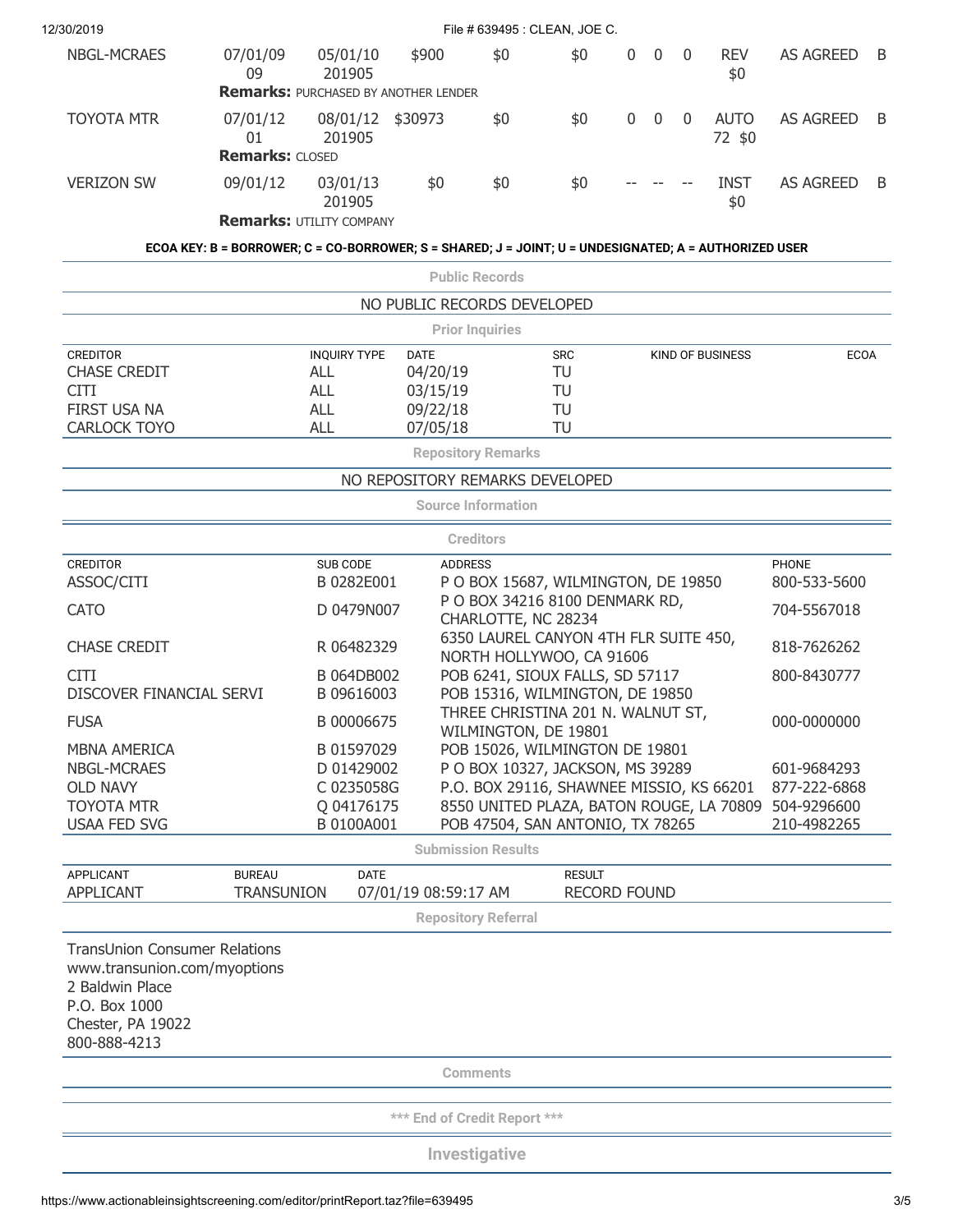| | | | | | | | | | | | |
|---|---|---|---|---|---|---|---|---|---|---|---|
| NBGL-MCRAES | 07/01/09 09 | 05/01/10 201905 | $900 | $0 | $0 | 0 | 0 | 0 | REV $0 | AS AGREED | B |
| **Remarks:** PURCHASED BY ANOTHER LENDER | | | | | | | | | | | |
| TOYOTA MTR | 07/01/12 01 | 08/01/12 201905 | $30973 | $0 | $0 | 0 | 0 | 0 | AUTO 72 $0 | AS AGREED | B |
| **Remarks:** CLOSED | | | | | | | | | | | |
| VERIZON SW | 09/01/12 | 03/01/13 201905 | $0 | $0 | $0 | -- | -- | -- | INST $0 | AS AGREED | B |
| **Remarks:** UTILITY COMPANY | | | | | | | | | | | |

**ECOA KEY: B = BORROWER; C = CO-BORROWER; S = SHARED; J = JOINT; U = UNDESIGNATED; A = AUTHORIZED USER**

## Public Records

NO PUBLIC RECORDS DEVELOPED

## Prior Inquiries

| CREDITOR | INQUIRY TYPE | DATE | SRC | KIND OF BUSINESS | ECOA |
|---|---|---|---|---|---|
| CHASE CREDIT | ALL | 04/20/19 | TU | | |
| CITI | ALL | 03/15/19 | TU | | |
| FIRST USA NA | ALL | 09/22/18 | TU | | |
| CARLOCK TOYO | ALL | 07/05/18 | TU | | |

## Repository Remarks

NO REPOSITORY REMARKS DEVELOPED

## Source Information

## Creditors

| CREDITOR | SUB CODE | ADDRESS | PHONE |
|---|---|---|---|
| ASSOC/CITI | B 0282E001 | P O BOX 15687, WILMINGTON, DE 19850 | 800-533-5600 |
| CATO | D 0479N007 | P O BOX 34216 8100 DENMARK RD, CHARLOTTE, NC 28234 | 704-5567018 |
| CHASE CREDIT | R 06482329 | 6350 LAUREL CANYON 4TH FLR SUITE 450, NORTH HOLLYWOO, CA 91606 | 818-7626262 |
| CITI | B 064DB002 | POB 6241, SIOUX FALLS, SD 57117 | 800-8430777 |
| DISCOVER FINANCIAL SERVI | B 09616003 | POB 15316, WILMINGTON, DE 19850 | |
| FUSA | B 00006675 | THREE CHRISTINA 201 N. WALNUT ST, WILMINGTON, DE 19801 | 000-0000000 |
| MBNA AMERICA | B 01597029 | POB 15026, WILMINGTON DE 19801 | |
| NBGL-MCRAES | D 01429002 | P O BOX 10327, JACKSON, MS 39289 | 601-9684293 |
| OLD NAVY | C 0235058G | P.O. BOX 29116, SHAWNEE MISSIO, KS 66201 | 877-222-6868 |
| TOYOTA MTR | Q 04176175 | 8550 UNITED PLAZA, BATON ROUGE, LA 70809 | 504-9296600 |
| USAA FED SVG | B 0100A001 | POB 47504, SAN ANTONIO, TX 78265 | 210-4982265 |

## Submission Results

| APPLICANT | BUREAU | DATE | RESULT |
|---|---|---|---|
| APPLICANT | TRANSUNION | 07/01/19 08:59:17 AM | RECORD FOUND |

## Repository Referral

TransUnion Consumer Relations
www.transunion.com/myoptions
2 Baldwin Place
P.O. Box 1000
Chester, PA 19022
800-888-4213

## Comments

*** End of Credit Report ***

## Investigative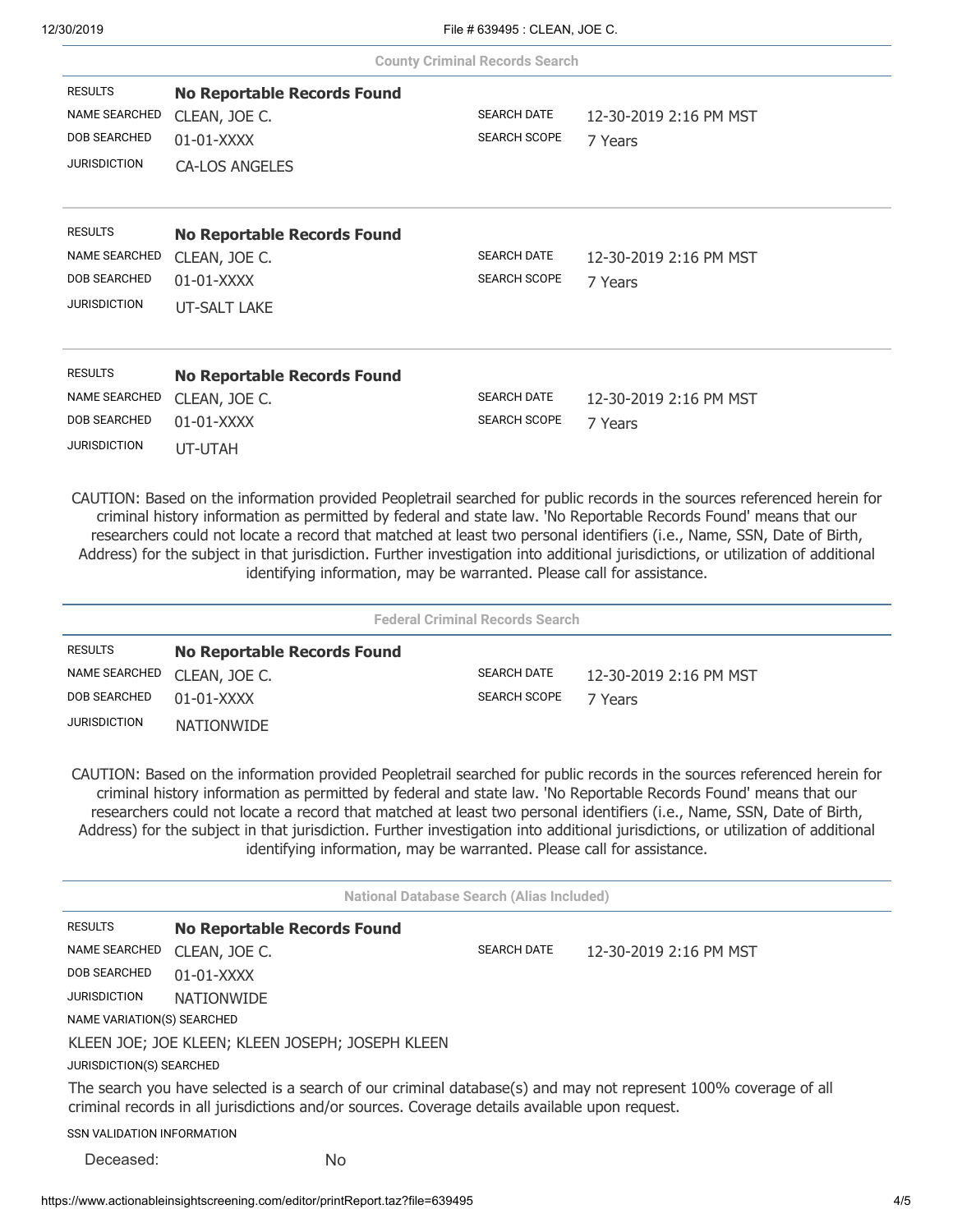## County Criminal Records Search

| | | | |
|---|---|---|---|
| RESULTS | **No Reportable Records Found** | | |
| NAME SEARCHED | CLEAN, JOE C. | SEARCH DATE | 12-30-2019 2:16 PM MST |
| DOB SEARCHED | 01-01-XXXX | SEARCH SCOPE | 7 Years |
| JURISDICTION | CA-LOS ANGELES | | |

| | | | |
|---|---|---|---|
| RESULTS | **No Reportable Records Found** | | |
| NAME SEARCHED | CLEAN, JOE C. | SEARCH DATE | 12-30-2019 2:16 PM MST |
| DOB SEARCHED | 01-01-XXXX | SEARCH SCOPE | 7 Years |
| JURISDICTION | UT-SALT LAKE | | |

| | | | |
|---|---|---|---|
| RESULTS | **No Reportable Records Found** | | |
| NAME SEARCHED | CLEAN, JOE C. | SEARCH DATE | 12-30-2019 2:16 PM MST |
| DOB SEARCHED | 01-01-XXXX | SEARCH SCOPE | 7 Years |
| JURISDICTION | UT-UTAH | | |

CAUTION: Based on the information provided Peopletrail searched for public records in the sources referenced herein for criminal history information as permitted by federal and state law. 'No Reportable Records Found' means that our researchers could not locate a record that matched at least two personal identifiers (i.e., Name, SSN, Date of Birth, Address) for the subject in that jurisdiction. Further investigation into additional jurisdictions, or utilization of additional identifying information, may be warranted. Please call for assistance.

## Federal Criminal Records Search

| | | | |
|---|---|---|---|
| RESULTS | **No Reportable Records Found** | | |
| NAME SEARCHED | CLEAN, JOE C. | SEARCH DATE | 12-30-2019 2:16 PM MST |
| DOB SEARCHED | 01-01-XXXX | SEARCH SCOPE | 7 Years |
| JURISDICTION | NATIONWIDE | | |

CAUTION: Based on the information provided Peopletrail searched for public records in the sources referenced herein for criminal history information as permitted by federal and state law. 'No Reportable Records Found' means that our researchers could not locate a record that matched at least two personal identifiers (i.e., Name, SSN, Date of Birth, Address) for the subject in that jurisdiction. Further investigation into additional jurisdictions, or utilization of additional identifying information, may be warranted. Please call for assistance.

## National Database Search (Alias Included)

| | | | |
|---|---|---|---|
| RESULTS | **No Reportable Records Found** | | |
| NAME SEARCHED | CLEAN, JOE C. | SEARCH DATE | 12-30-2019 2:16 PM MST |
| DOB SEARCHED | 01-01-XXXX | | |
| JURISDICTION | NATIONWIDE | | |

NAME VARIATION(S) SEARCHED

KLEEN JOE; JOE KLEEN; KLEEN JOSEPH; JOSEPH KLEEN

JURISDICTION(S) SEARCHED

The search you have selected is a search of our criminal database(s) and may not represent 100% coverage of all criminal records in all jurisdictions and/or sources. Coverage details available upon request.

SSN VALIDATION INFORMATION

| | |
|---|---|
| Deceased: | No |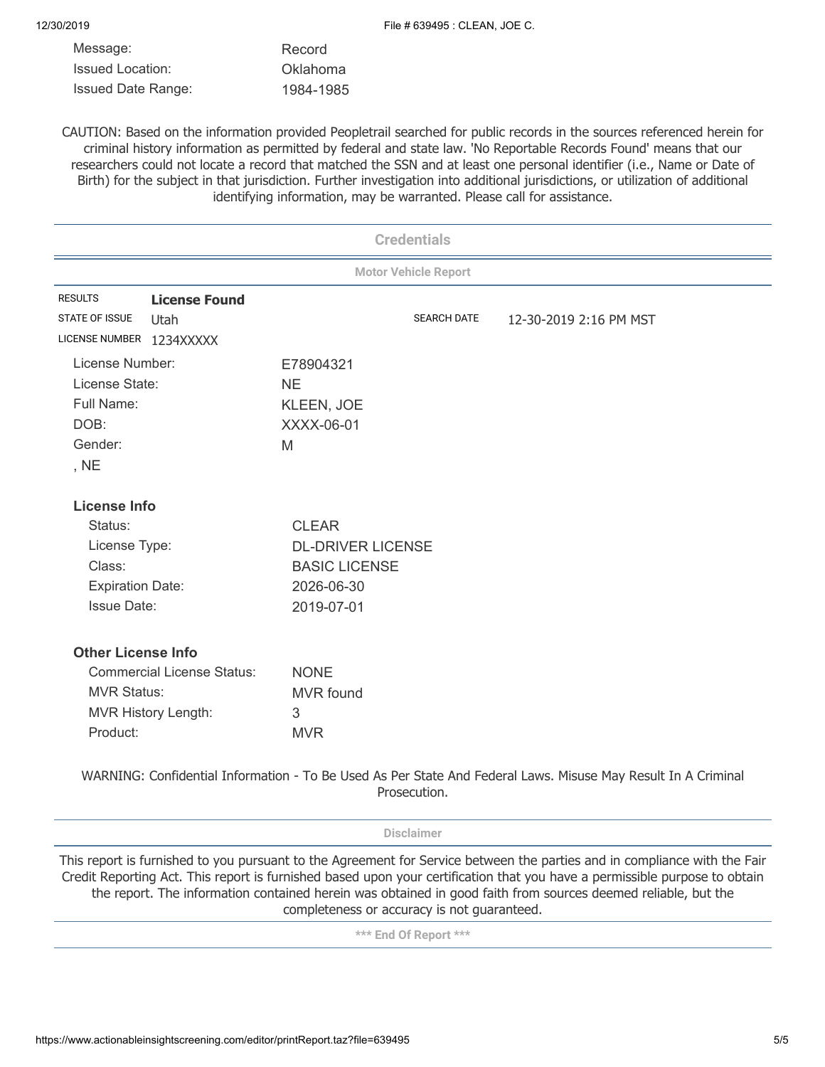| | |
|---|---|
| Message: | Record |
| Issued Location: | Oklahoma |
| Issued Date Range: | 1984-1985 |

CAUTION: Based on the information provided Peopletrail searched for public records in the sources referenced herein for criminal history information as permitted by federal and state law. 'No Reportable Records Found' means that our researchers could not locate a record that matched the SSN and at least one personal identifier (i.e., Name or Date of Birth) for the subject in that jurisdiction. Further investigation into additional jurisdictions, or utilization of additional identifying information, may be warranted. Please call for assistance.

## Credentials

### Motor Vehicle Report

| | | | |
|---|---|---|---|
| RESULTS | **License Found** | | |
| STATE OF ISSUE | Utah | SEARCH DATE | 12-30-2019 2:16 PM MST |
| LICENSE NUMBER | 1234XXXXX | | |

| | |
|---|---|
| License Number: | E78904321 |
| License State: | NE |
| Full Name: | KLEEN, JOE |
| DOB: | XXXX-06-01 |
| Gender: | M |

, NE

**License Info**

| | |
|---|---|
| Status: | CLEAR |
| License Type: | DL-DRIVER LICENSE |
| Class: | BASIC LICENSE |
| Expiration Date: | 2026-06-30 |
| Issue Date: | 2019-07-01 |

**Other License Info**

| | |
|---|---|
| Commercial License Status: | NONE |
| MVR Status: | MVR found |
| MVR History Length: | 3 |
| Product: | MVR |

WARNING: Confidential Information - To Be Used As Per State And Federal Laws. Misuse May Result In A Criminal Prosecution.

### Disclaimer

This report is furnished to you pursuant to the Agreement for Service between the parties and in compliance with the Fair Credit Reporting Act. This report is furnished based upon your certification that you have a permissible purpose to obtain the report. The information contained herein was obtained in good faith from sources deemed reliable, but the completeness or accuracy is not guaranteed.

\*\*\* End Of Report \*\*\*